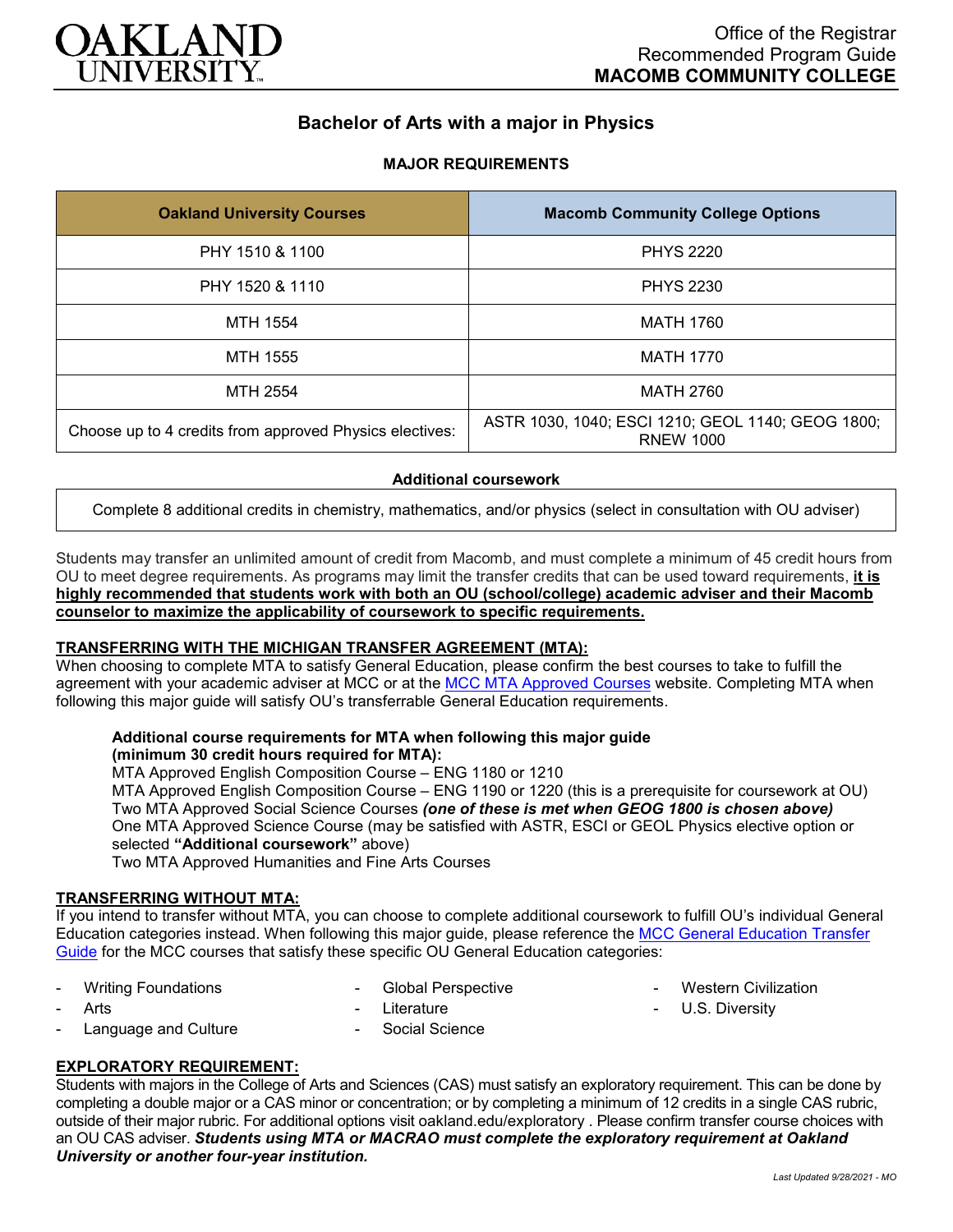OAKLAND UNIVERSITY

Office of the Registrar
Recommended Program Guide
**MACOMB COMMUNITY COLLEGE**

# Bachelor of Arts with a major in Physics

## MAJOR REQUIREMENTS

| Oakland University Courses | Macomb Community College Options |
| --- | --- |
| PHY 1510 & 1100 | PHYS 2220 |
| PHY 1520 & 1110 | PHYS 2230 |
| MTH 1554 | MATH 1760 |
| MTH 1555 | MATH 1770 |
| MTH 2554 | MATH 2760 |
| Choose up to 4 credits from approved Physics electives: | ASTR 1030, 1040; ESCI 1210; GEOL 1140; GEOG 1800; RNEW 1000 |

**Additional coursework**

| Complete 8 additional credits in chemistry, mathematics, and/or physics (select in consultation with OU adviser) |
| --- |

Students may transfer an unlimited amount of credit from Macomb, and must complete a minimum of 45 credit hours from OU to meet degree requirements. As programs may limit the transfer credits that can be used toward requirements, **it is highly recommended that students work with both an OU (school/college) academic adviser and their Macomb counselor to maximize the applicability of coursework to specific requirements.**

**TRANSFERRING WITH THE MICHIGAN TRANSFER AGREEMENT (MTA):**
When choosing to complete MTA to satisfy General Education, please confirm the best courses to take to fulfill the agreement with your academic adviser at MCC or at the MCC MTA Approved Courses website. Completing MTA when following this major guide will satisfy OU's transferrable General Education requirements.

**Additional course requirements for MTA when following this major guide (minimum 30 credit hours required for MTA):**
MTA Approved English Composition Course – ENG 1180 or 1210
MTA Approved English Composition Course – ENG 1190 or 1220 (this is a prerequisite for coursework at OU)
Two MTA Approved Social Science Courses ***(one of these is met when GEOG 1800 is chosen above)***
One MTA Approved Science Course (may be satisfied with ASTR, ESCI or GEOL Physics elective option or selected **"Additional coursework"** above)
Two MTA Approved Humanities and Fine Arts Courses

**TRANSFERRING WITHOUT MTA:**
If you intend to transfer without MTA, you can choose to complete additional coursework to fulfill OU's individual General Education categories instead. When following this major guide, please reference the MCC General Education Transfer Guide for the MCC courses that satisfy these specific OU General Education categories:

- Writing Foundations
- Arts
- Language and Culture
- Global Perspective
- Literature
- Social Science
- Western Civilization
- U.S. Diversity

**EXPLORATORY REQUIREMENT:**
Students with majors in the College of Arts and Sciences (CAS) must satisfy an exploratory requirement. This can be done by completing a double major or a CAS minor or concentration; or by completing a minimum of 12 credits in a single CAS rubric, outside of their major rubric. For additional options visit oakland.edu/exploratory . Please confirm transfer course choices with an OU CAS adviser. ***Students using MTA or MACRAO must complete the exploratory requirement at Oakland University or another four-year institution.***

*Last Updated 9/28/2021 - MO*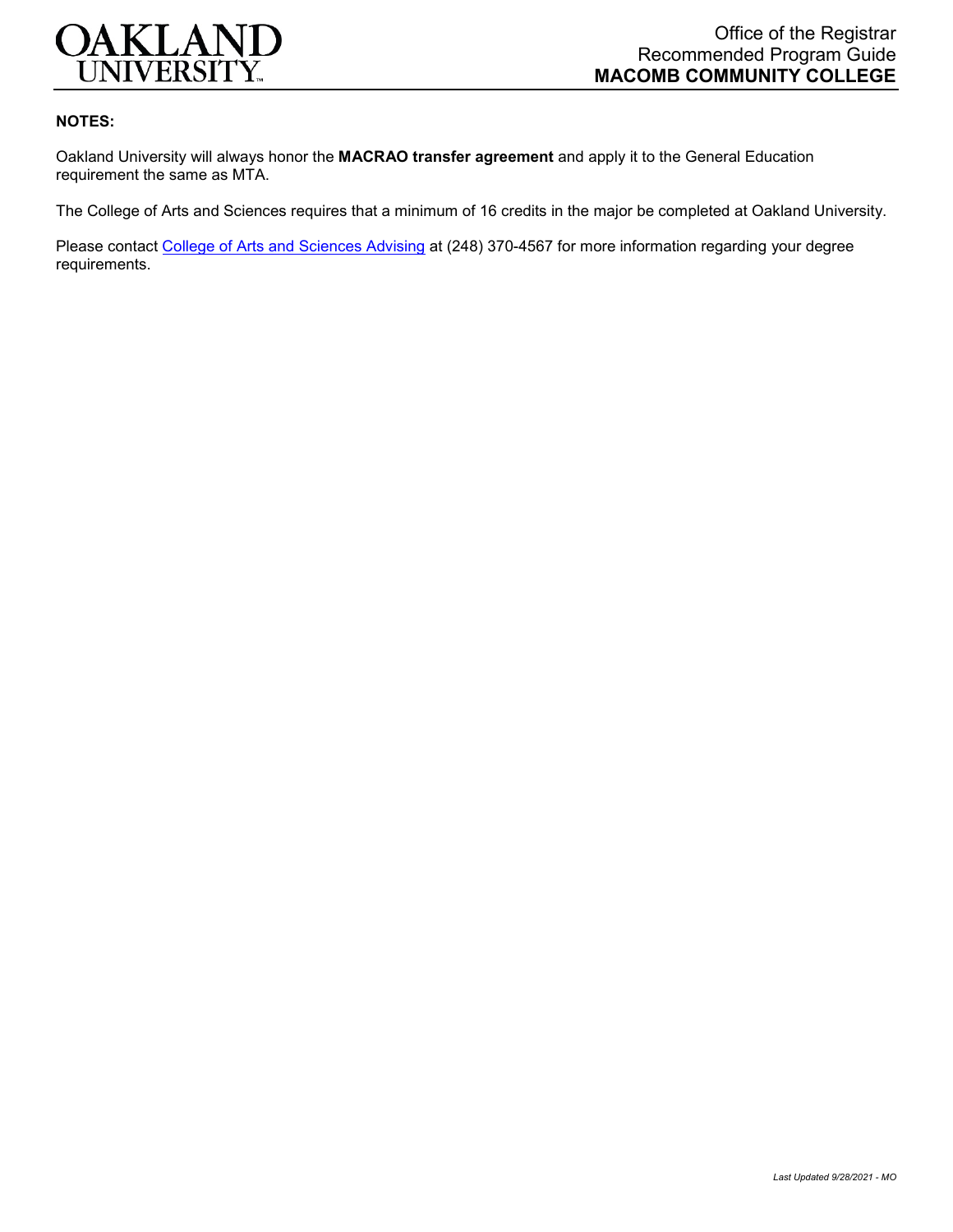**NOTES:**

Oakland University will always honor the **MACRAO transfer agreement** and apply it to the General Education requirement the same as MTA.

The College of Arts and Sciences requires that a minimum of 16 credits in the major be completed at Oakland University.

Please contact College of Arts and Sciences Advising at (248) 370-4567 for more information regarding your degree requirements.

*Last Updated 9/28/2021 - MO*